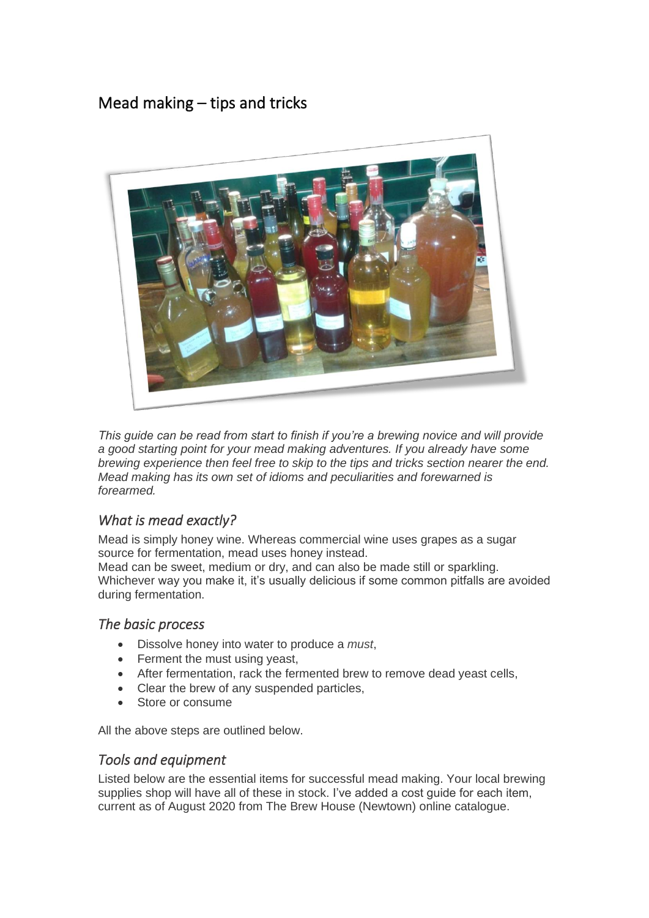# Mead making – tips and tricks

*This guide can be read from start to finish if you're a brewing novice and will provide a good starting point for your mead making adventures. If you already have some brewing experience then feel free to skip to the tips and tricks section nearer the end. Mead making has its own set of idioms and peculiarities and forewarned is forearmed.*

## *What is mead exactly?*

Mead is simply honey wine. Whereas commercial wine uses grapes as a sugar source for fermentation, mead uses honey instead.
Mead can be sweet, medium or dry, and can also be made still or sparkling. Whichever way you make it, it's usually delicious if some common pitfalls are avoided during fermentation.

## *The basic process*

- Dissolve honey into water to produce a *must*,
- Ferment the must using yeast,
- After fermentation, rack the fermented brew to remove dead yeast cells,
- Clear the brew of any suspended particles,
- Store or consume

All the above steps are outlined below.

## *Tools and equipment*

Listed below are the essential items for successful mead making. Your local brewing supplies shop will have all of these in stock. I've added a cost guide for each item, current as of August 2020 from The Brew House (Newtown) online catalogue.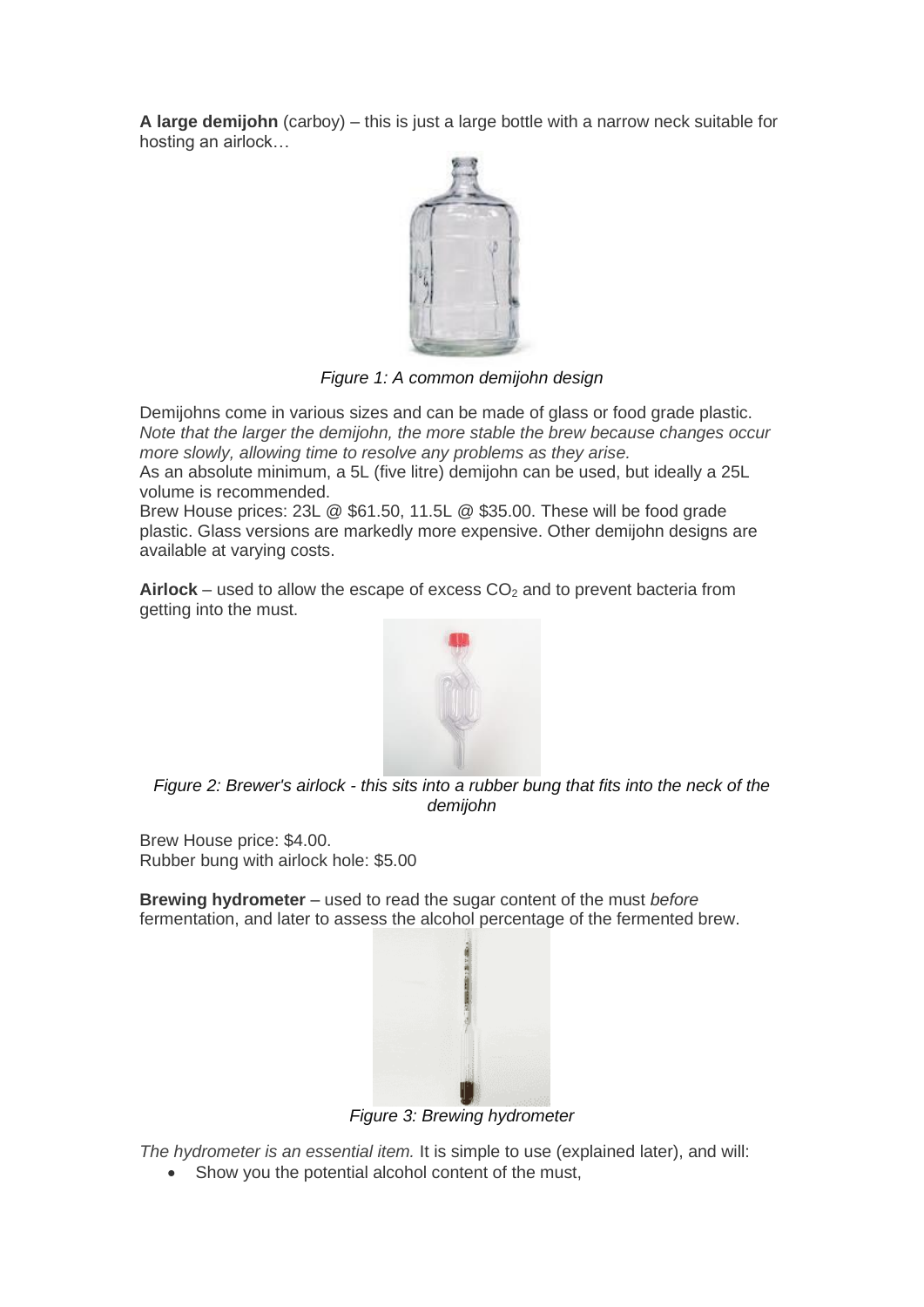**A large demijohn** (carboy) – this is just a large bottle with a narrow neck suitable for hosting an airlock…

*Figure 1: A common demijohn design*

Demijohns come in various sizes and can be made of glass or food grade plastic. *Note that the larger the demijohn, the more stable the brew because changes occur more slowly, allowing time to resolve any problems as they arise.*
As an absolute minimum, a 5L (five litre) demijohn can be used, but ideally a 25L volume is recommended.
Brew House prices: 23L @ $61.50, 11.5L @ $35.00. These will be food grade plastic. Glass versions are markedly more expensive. Other demijohn designs are available at varying costs.

**Airlock** – used to allow the escape of excess $CO_2$ and to prevent bacteria from getting into the must.

*Figure 2: Brewer's airlock - this sits into a rubber bung that fits into the neck of the demijohn*

Brew House price: $4.00.
Rubber bung with airlock hole: $5.00

**Brewing hydrometer** – used to read the sugar content of the must *before* fermentation, and later to assess the alcohol percentage of the fermented brew.

*Figure 3: Brewing hydrometer*

*The hydrometer is an essential item.* It is simple to use (explained later), and will:

- Show you the potential alcohol content of the must,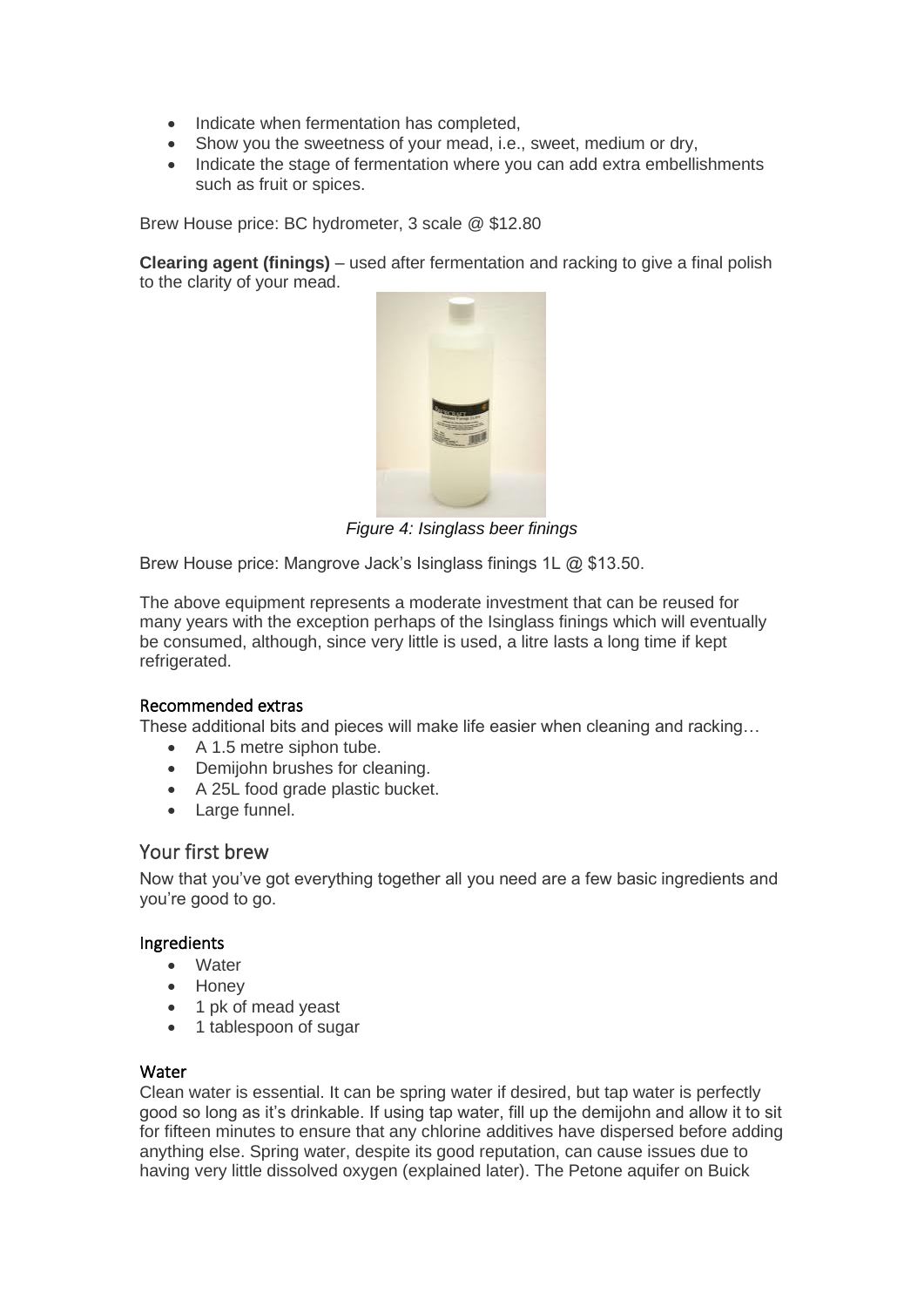- Indicate when fermentation has completed,
- Show you the sweetness of your mead, i.e., sweet, medium or dry,
- Indicate the stage of fermentation where you can add extra embellishments such as fruit or spices.

Brew House price: BC hydrometer, 3 scale @ $12.80

**Clearing agent (finings)** – used after fermentation and racking to give a final polish to the clarity of your mead.

*Figure 4: Isinglass beer finings*

Brew House price: Mangrove Jack's Isinglass finings 1L @ $13.50.

The above equipment represents a moderate investment that can be reused for many years with the exception perhaps of the Isinglass finings which will eventually be consumed, although, since very little is used, a litre lasts a long time if kept refrigerated.

### Recommended extras

These additional bits and pieces will make life easier when cleaning and racking…

- A 1.5 metre siphon tube.
- Demijohn brushes for cleaning.
- A 25L food grade plastic bucket.
- Large funnel.

## Your first brew

Now that you've got everything together all you need are a few basic ingredients and you're good to go.

### Ingredients

- Water
- Honey
- 1 pk of mead yeast
- 1 tablespoon of sugar

### Water

Clean water is essential. It can be spring water if desired, but tap water is perfectly good so long as it's drinkable. If using tap water, fill up the demijohn and allow it to sit for fifteen minutes to ensure that any chlorine additives have dispersed before adding anything else. Spring water, despite its good reputation, can cause issues due to having very little dissolved oxygen (explained later). The Petone aquifer on Buick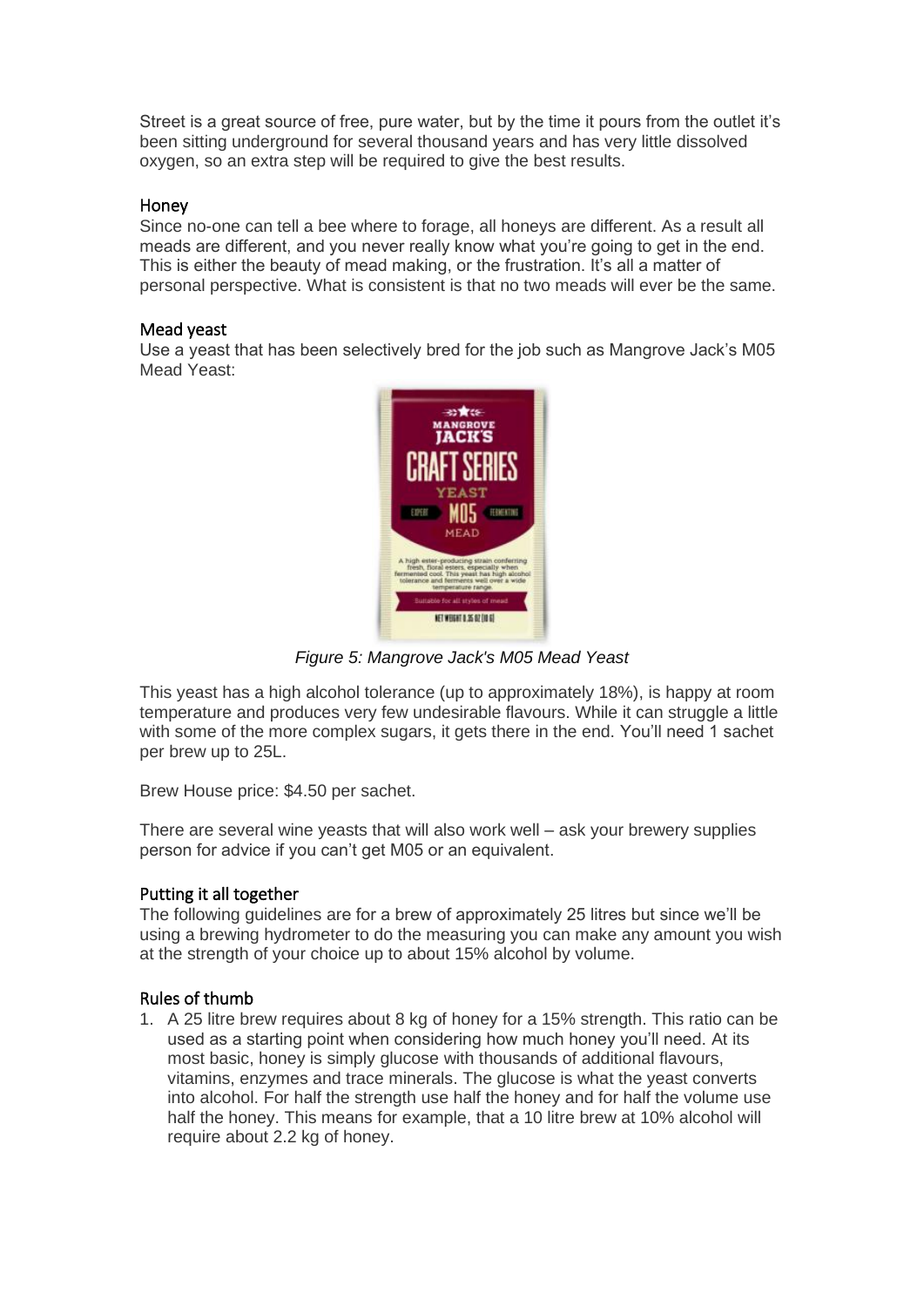Street is a great source of free, pure water, but by the time it pours from the outlet it's been sitting underground for several thousand years and has very little dissolved oxygen, so an extra step will be required to give the best results.

### Honey

Since no-one can tell a bee where to forage, all honeys are different. As a result all meads are different, and you never really know what you're going to get in the end. This is either the beauty of mead making, or the frustration. It's all a matter of personal perspective. What is consistent is that no two meads will ever be the same.

### Mead yeast

Use a yeast that has been selectively bred for the job such as Mangrove Jack's M05 Mead Yeast:

*Figure 5: Mangrove Jack's M05 Mead Yeast*

This yeast has a high alcohol tolerance (up to approximately 18%), is happy at room temperature and produces very few undesirable flavours. While it can struggle a little with some of the more complex sugars, it gets there in the end. You'll need 1 sachet per brew up to 25L.

Brew House price: $4.50 per sachet.

There are several wine yeasts that will also work well – ask your brewery supplies person for advice if you can't get M05 or an equivalent.

### Putting it all together

The following guidelines are for a brew of approximately 25 litres but since we'll be using a brewing hydrometer to do the measuring you can make any amount you wish at the strength of your choice up to about 15% alcohol by volume.

### Rules of thumb

1. A 25 litre brew requires about 8 kg of honey for a 15% strength. This ratio can be used as a starting point when considering how much honey you'll need. At its most basic, honey is simply glucose with thousands of additional flavours, vitamins, enzymes and trace minerals. The glucose is what the yeast converts into alcohol. For half the strength use half the honey and for half the volume use half the honey. This means for example, that a 10 litre brew at 10% alcohol will require about 2.2 kg of honey.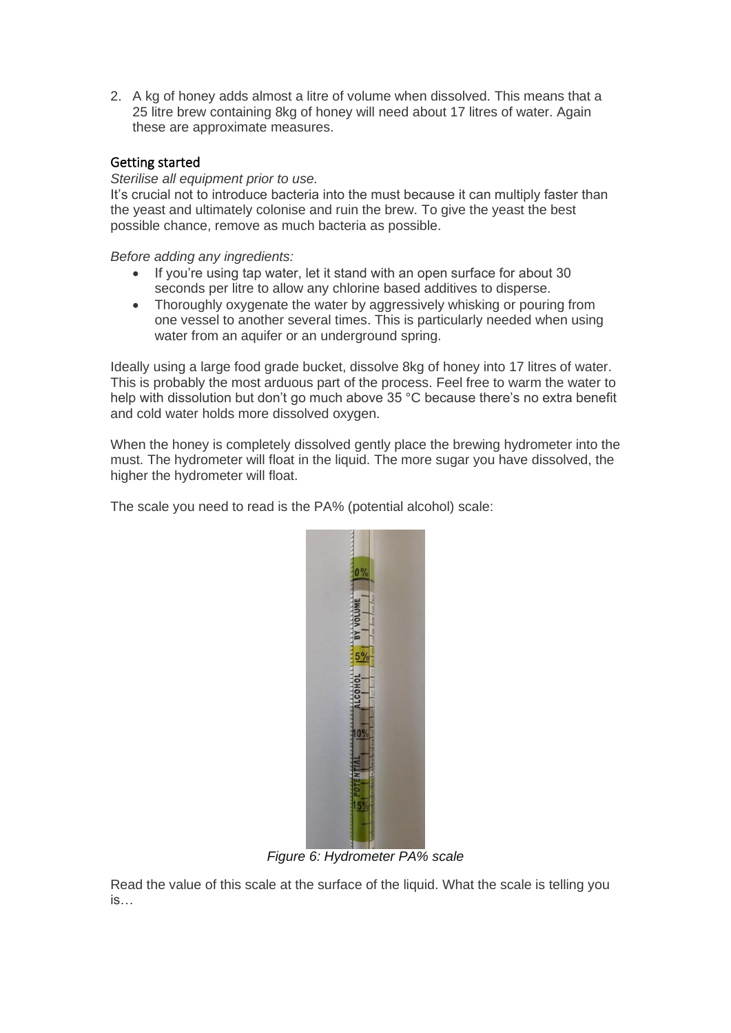2. A kg of honey adds almost a litre of volume when dissolved. This means that a 25 litre brew containing 8kg of honey will need about 17 litres of water. Again these are approximate measures.

## Getting started

*Sterilise all equipment prior to use.*

It's crucial not to introduce bacteria into the must because it can multiply faster than the yeast and ultimately colonise and ruin the brew. To give the yeast the best possible chance, remove as much bacteria as possible.

*Before adding any ingredients:*

- If you're using tap water, let it stand with an open surface for about 30 seconds per litre to allow any chlorine based additives to disperse.
- Thoroughly oxygenate the water by aggressively whisking or pouring from one vessel to another several times. This is particularly needed when using water from an aquifer or an underground spring.

Ideally using a large food grade bucket, dissolve 8kg of honey into 17 litres of water. This is probably the most arduous part of the process. Feel free to warm the water to help with dissolution but don't go much above 35 °C because there's no extra benefit and cold water holds more dissolved oxygen.

When the honey is completely dissolved gently place the brewing hydrometer into the must. The hydrometer will float in the liquid. The more sugar you have dissolved, the higher the hydrometer will float.

The scale you need to read is the PA% (potential alcohol) scale:

*Figure 6: Hydrometer PA% scale*

Read the value of this scale at the surface of the liquid. What the scale is telling you is…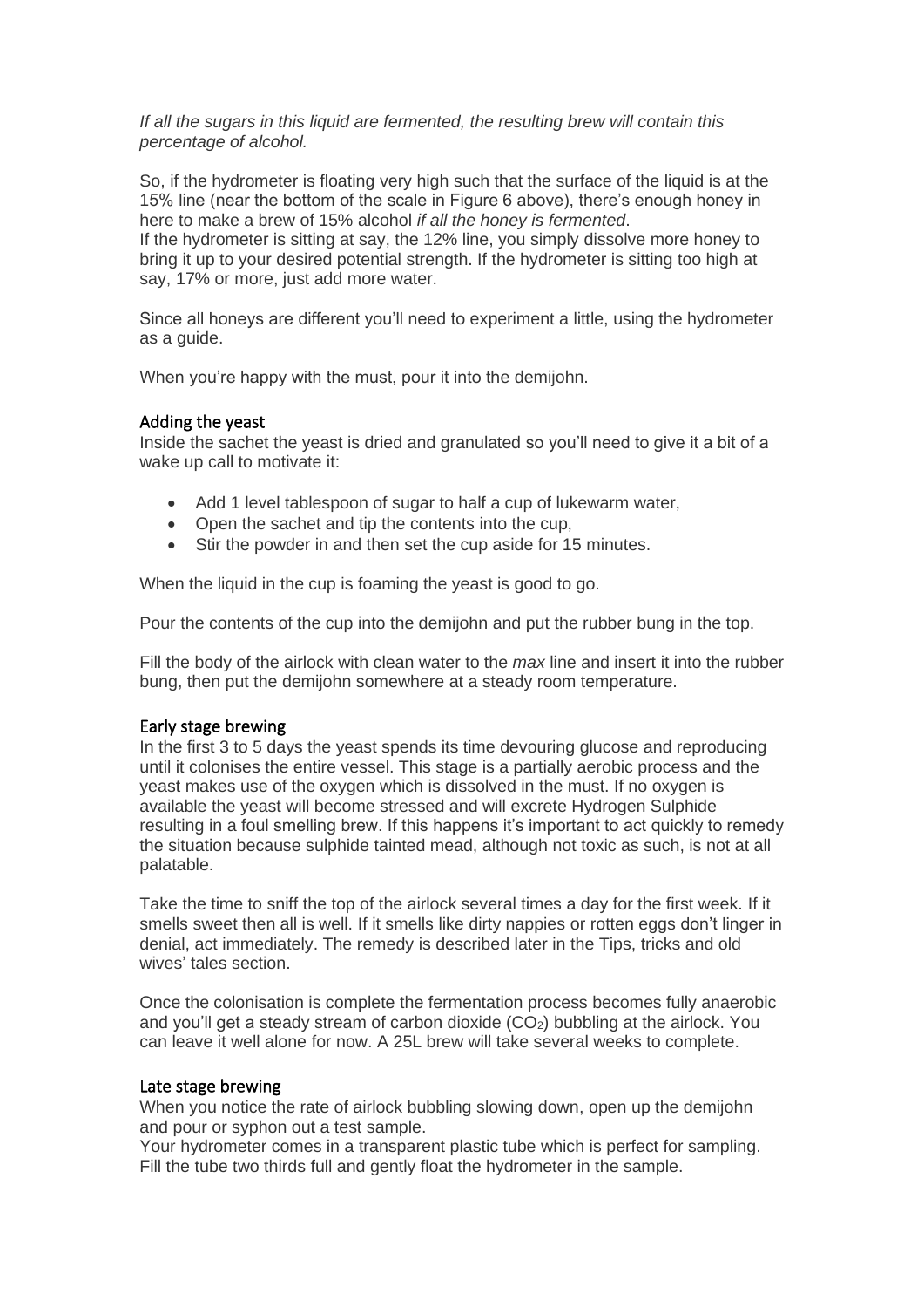*If all the sugars in this liquid are fermented, the resulting brew will contain this percentage of alcohol.*

So, if the hydrometer is floating very high such that the surface of the liquid is at the 15% line (near the bottom of the scale in Figure 6 above), there's enough honey in here to make a brew of 15% alcohol *if all the honey is fermented*.
If the hydrometer is sitting at say, the 12% line, you simply dissolve more honey to bring it up to your desired potential strength. If the hydrometer is sitting too high at say, 17% or more, just add more water.

Since all honeys are different you'll need to experiment a little, using the hydrometer as a guide.

When you're happy with the must, pour it into the demijohn.

### Adding the yeast

Inside the sachet the yeast is dried and granulated so you'll need to give it a bit of a wake up call to motivate it:

- Add 1 level tablespoon of sugar to half a cup of lukewarm water,
- Open the sachet and tip the contents into the cup,
- Stir the powder in and then set the cup aside for 15 minutes.

When the liquid in the cup is foaming the yeast is good to go.

Pour the contents of the cup into the demijohn and put the rubber bung in the top.

Fill the body of the airlock with clean water to the *max* line and insert it into the rubber bung, then put the demijohn somewhere at a steady room temperature.

### Early stage brewing

In the first 3 to 5 days the yeast spends its time devouring glucose and reproducing until it colonises the entire vessel. This stage is a partially aerobic process and the yeast makes use of the oxygen which is dissolved in the must. If no oxygen is available the yeast will become stressed and will excrete Hydrogen Sulphide resulting in a foul smelling brew. If this happens it's important to act quickly to remedy the situation because sulphide tainted mead, although not toxic as such, is not at all palatable.

Take the time to sniff the top of the airlock several times a day for the first week. If it smells sweet then all is well. If it smells like dirty nappies or rotten eggs don't linger in denial, act immediately. The remedy is described later in the Tips, tricks and old wives' tales section.

Once the colonisation is complete the fermentation process becomes fully anaerobic and you'll get a steady stream of carbon dioxide ($CO_2$) bubbling at the airlock. You can leave it well alone for now. A 25L brew will take several weeks to complete.

### Late stage brewing

When you notice the rate of airlock bubbling slowing down, open up the demijohn and pour or syphon out a test sample.
Your hydrometer comes in a transparent plastic tube which is perfect for sampling. Fill the tube two thirds full and gently float the hydrometer in the sample.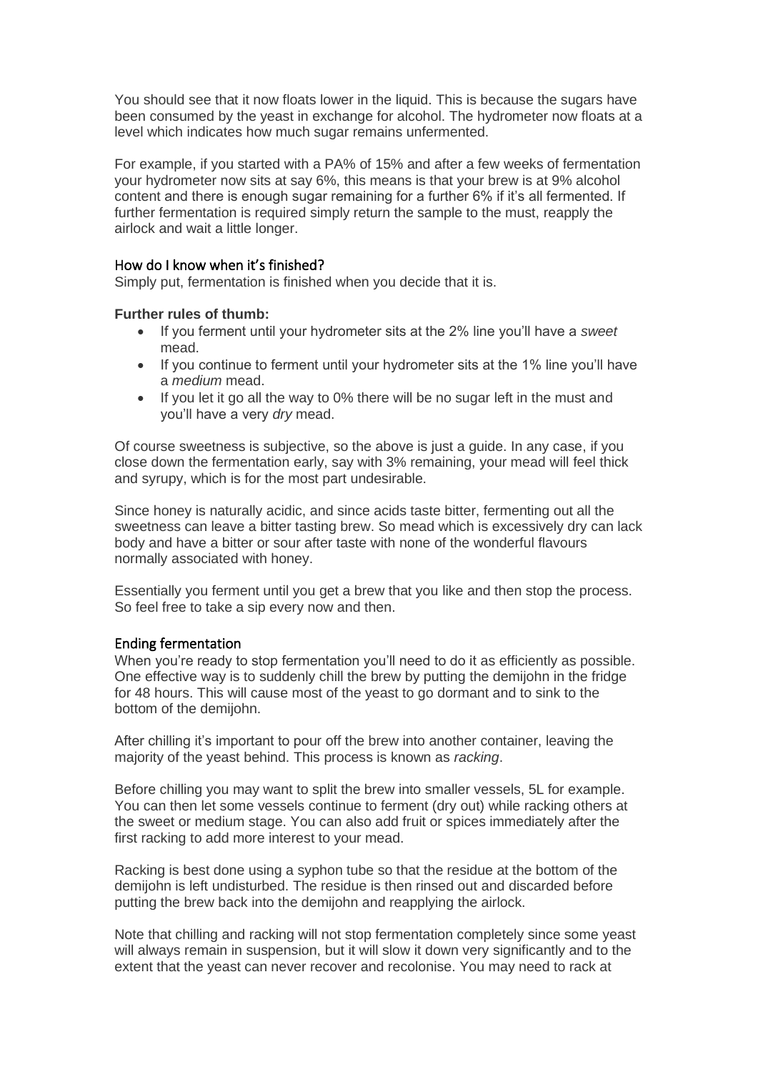You should see that it now floats lower in the liquid. This is because the sugars have been consumed by the yeast in exchange for alcohol. The hydrometer now floats at a level which indicates how much sugar remains unfermented.

For example, if you started with a PA% of 15% and after a few weeks of fermentation your hydrometer now sits at say 6%, this means is that your brew is at 9% alcohol content and there is enough sugar remaining for a further 6% if it's all fermented. If further fermentation is required simply return the sample to the must, reapply the airlock and wait a little longer.

## How do I know when it's finished?

Simply put, fermentation is finished when you decide that it is.

**Further rules of thumb:**

- If you ferment until your hydrometer sits at the 2% line you'll have a *sweet* mead.
- If you continue to ferment until your hydrometer sits at the 1% line you'll have a *medium* mead.
- If you let it go all the way to 0% there will be no sugar left in the must and you'll have a very *dry* mead.

Of course sweetness is subjective, so the above is just a guide. In any case, if you close down the fermentation early, say with 3% remaining, your mead will feel thick and syrupy, which is for the most part undesirable.

Since honey is naturally acidic, and since acids taste bitter, fermenting out all the sweetness can leave a bitter tasting brew. So mead which is excessively dry can lack body and have a bitter or sour after taste with none of the wonderful flavours normally associated with honey.

Essentially you ferment until you get a brew that you like and then stop the process. So feel free to take a sip every now and then.

## Ending fermentation

When you're ready to stop fermentation you'll need to do it as efficiently as possible. One effective way is to suddenly chill the brew by putting the demijohn in the fridge for 48 hours. This will cause most of the yeast to go dormant and to sink to the bottom of the demijohn.

After chilling it's important to pour off the brew into another container, leaving the majority of the yeast behind. This process is known as *racking*.

Before chilling you may want to split the brew into smaller vessels, 5L for example. You can then let some vessels continue to ferment (dry out) while racking others at the sweet or medium stage. You can also add fruit or spices immediately after the first racking to add more interest to your mead.

Racking is best done using a syphon tube so that the residue at the bottom of the demijohn is left undisturbed. The residue is then rinsed out and discarded before putting the brew back into the demijohn and reapplying the airlock.

Note that chilling and racking will not stop fermentation completely since some yeast will always remain in suspension, but it will slow it down very significantly and to the extent that the yeast can never recover and recolonise. You may need to rack at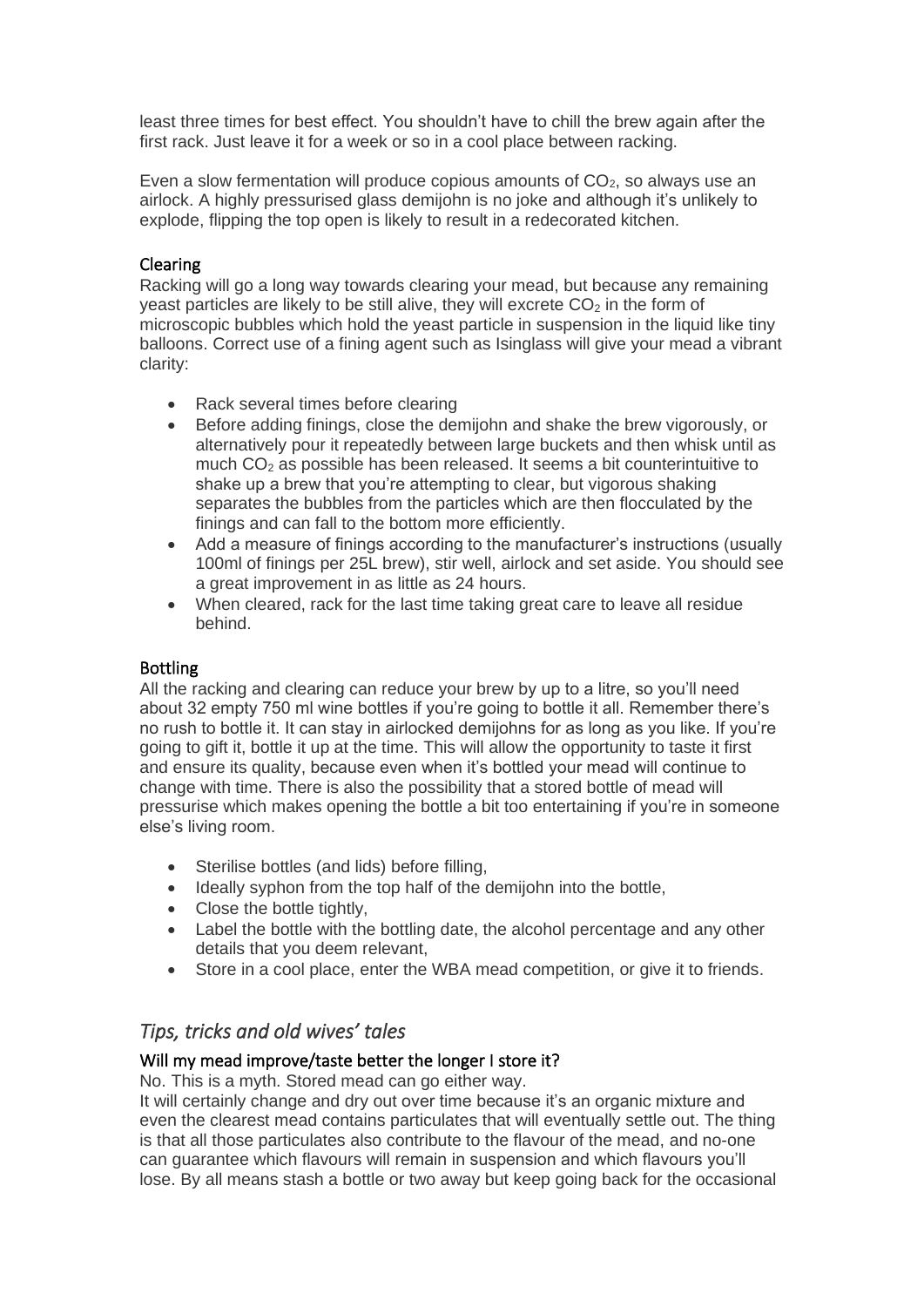least three times for best effect. You shouldn't have to chill the brew again after the first rack. Just leave it for a week or so in a cool place between racking.

Even a slow fermentation will produce copious amounts of $CO_2$, so always use an airlock. A highly pressurised glass demijohn is no joke and although it's unlikely to explode, flipping the top open is likely to result in a redecorated kitchen.

### Clearing

Racking will go a long way towards clearing your mead, but because any remaining yeast particles are likely to be still alive, they will excrete $CO_2$ in the form of microscopic bubbles which hold the yeast particle in suspension in the liquid like tiny balloons. Correct use of a fining agent such as Isinglass will give your mead a vibrant clarity:

- Rack several times before clearing
- Before adding finings, close the demijohn and shake the brew vigorously, or alternatively pour it repeatedly between large buckets and then whisk until as much $CO_2$ as possible has been released. It seems a bit counterintuitive to shake up a brew that you're attempting to clear, but vigorous shaking separates the bubbles from the particles which are then flocculated by the finings and can fall to the bottom more efficiently.
- Add a measure of finings according to the manufacturer's instructions (usually 100ml of finings per 25L brew), stir well, airlock and set aside. You should see a great improvement in as little as 24 hours.
- When cleared, rack for the last time taking great care to leave all residue behind.

### Bottling

All the racking and clearing can reduce your brew by up to a litre, so you'll need about 32 empty 750 ml wine bottles if you're going to bottle it all. Remember there's no rush to bottle it. It can stay in airlocked demijohns for as long as you like. If you're going to gift it, bottle it up at the time. This will allow the opportunity to taste it first and ensure its quality, because even when it's bottled your mead will continue to change with time. There is also the possibility that a stored bottle of mead will pressurise which makes opening the bottle a bit too entertaining if you're in someone else's living room.

- Sterilise bottles (and lids) before filling,
- Ideally syphon from the top half of the demijohn into the bottle,
- Close the bottle tightly,
- Label the bottle with the bottling date, the alcohol percentage and any other details that you deem relevant,
- Store in a cool place, enter the WBA mead competition, or give it to friends.

## *Tips, tricks and old wives' tales*

### Will my mead improve/taste better the longer I store it?

No. This is a myth. Stored mead can go either way.

It will certainly change and dry out over time because it's an organic mixture and even the clearest mead contains particulates that will eventually settle out. The thing is that all those particulates also contribute to the flavour of the mead, and no-one can guarantee which flavours will remain in suspension and which flavours you'll lose. By all means stash a bottle or two away but keep going back for the occasional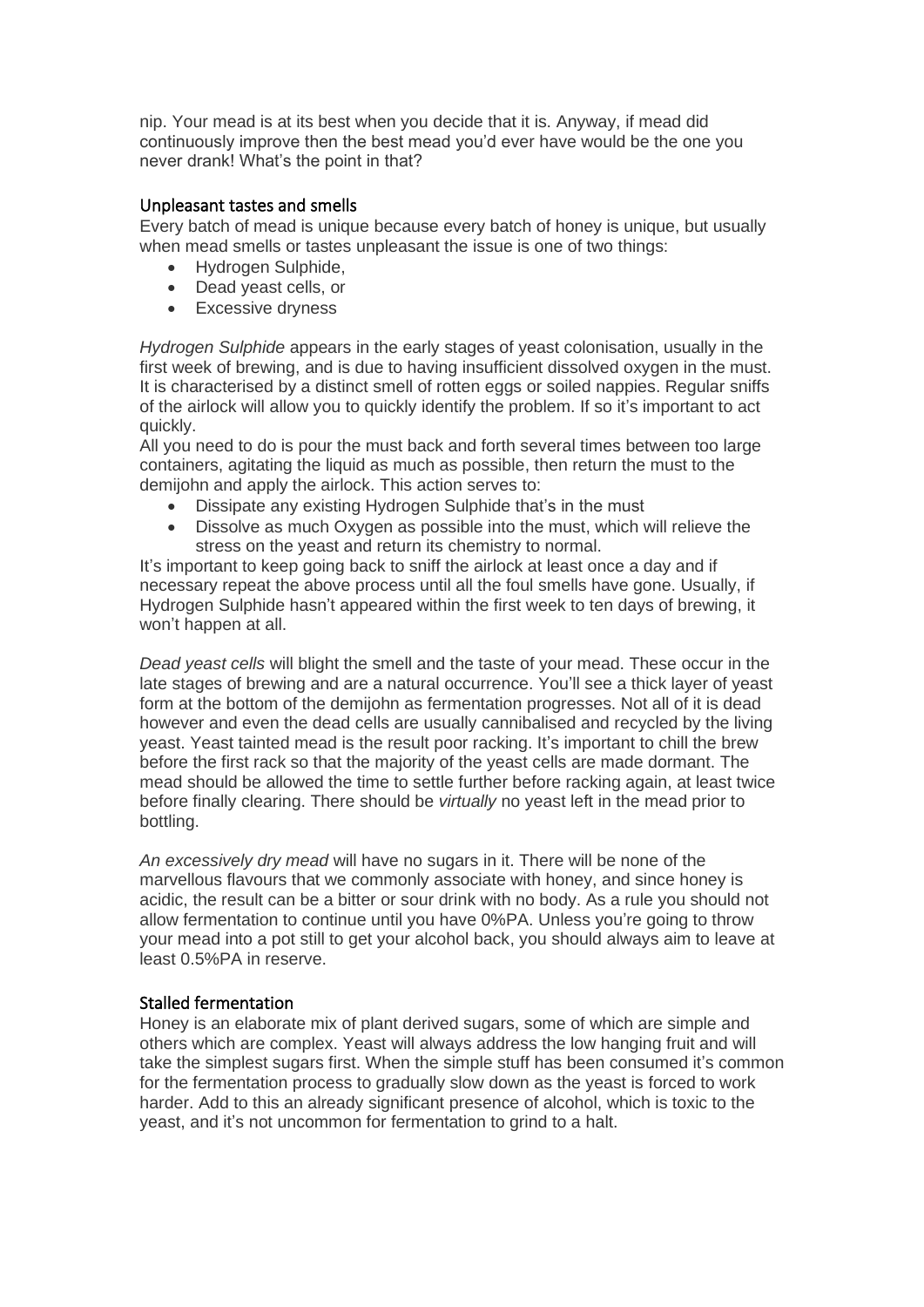nip. Your mead is at its best when you decide that it is. Anyway, if mead did continuously improve then the best mead you'd ever have would be the one you never drank! What's the point in that?

## Unpleasant tastes and smells

Every batch of mead is unique because every batch of honey is unique, but usually when mead smells or tastes unpleasant the issue is one of two things:

- Hydrogen Sulphide,
- Dead yeast cells, or
- Excessive dryness

*Hydrogen Sulphide* appears in the early stages of yeast colonisation, usually in the first week of brewing, and is due to having insufficient dissolved oxygen in the must. It is characterised by a distinct smell of rotten eggs or soiled nappies. Regular sniffs of the airlock will allow you to quickly identify the problem. If so it's important to act quickly.

All you need to do is pour the must back and forth several times between too large containers, agitating the liquid as much as possible, then return the must to the demijohn and apply the airlock. This action serves to:

- Dissipate any existing Hydrogen Sulphide that's in the must
- Dissolve as much Oxygen as possible into the must, which will relieve the stress on the yeast and return its chemistry to normal.

It's important to keep going back to sniff the airlock at least once a day and if necessary repeat the above process until all the foul smells have gone. Usually, if Hydrogen Sulphide hasn't appeared within the first week to ten days of brewing, it won't happen at all.

*Dead yeast cells* will blight the smell and the taste of your mead. These occur in the late stages of brewing and are a natural occurrence. You'll see a thick layer of yeast form at the bottom of the demijohn as fermentation progresses. Not all of it is dead however and even the dead cells are usually cannibalised and recycled by the living yeast. Yeast tainted mead is the result poor racking. It's important to chill the brew before the first rack so that the majority of the yeast cells are made dormant. The mead should be allowed the time to settle further before racking again, at least twice before finally clearing. There should be *virtually* no yeast left in the mead prior to bottling.

*An excessively dry mead* will have no sugars in it. There will be none of the marvellous flavours that we commonly associate with honey, and since honey is acidic, the result can be a bitter or sour drink with no body. As a rule you should not allow fermentation to continue until you have 0%PA. Unless you're going to throw your mead into a pot still to get your alcohol back, you should always aim to leave at least 0.5%PA in reserve.

## Stalled fermentation

Honey is an elaborate mix of plant derived sugars, some of which are simple and others which are complex. Yeast will always address the low hanging fruit and will take the simplest sugars first. When the simple stuff has been consumed it's common for the fermentation process to gradually slow down as the yeast is forced to work harder. Add to this an already significant presence of alcohol, which is toxic to the yeast, and it's not uncommon for fermentation to grind to a halt.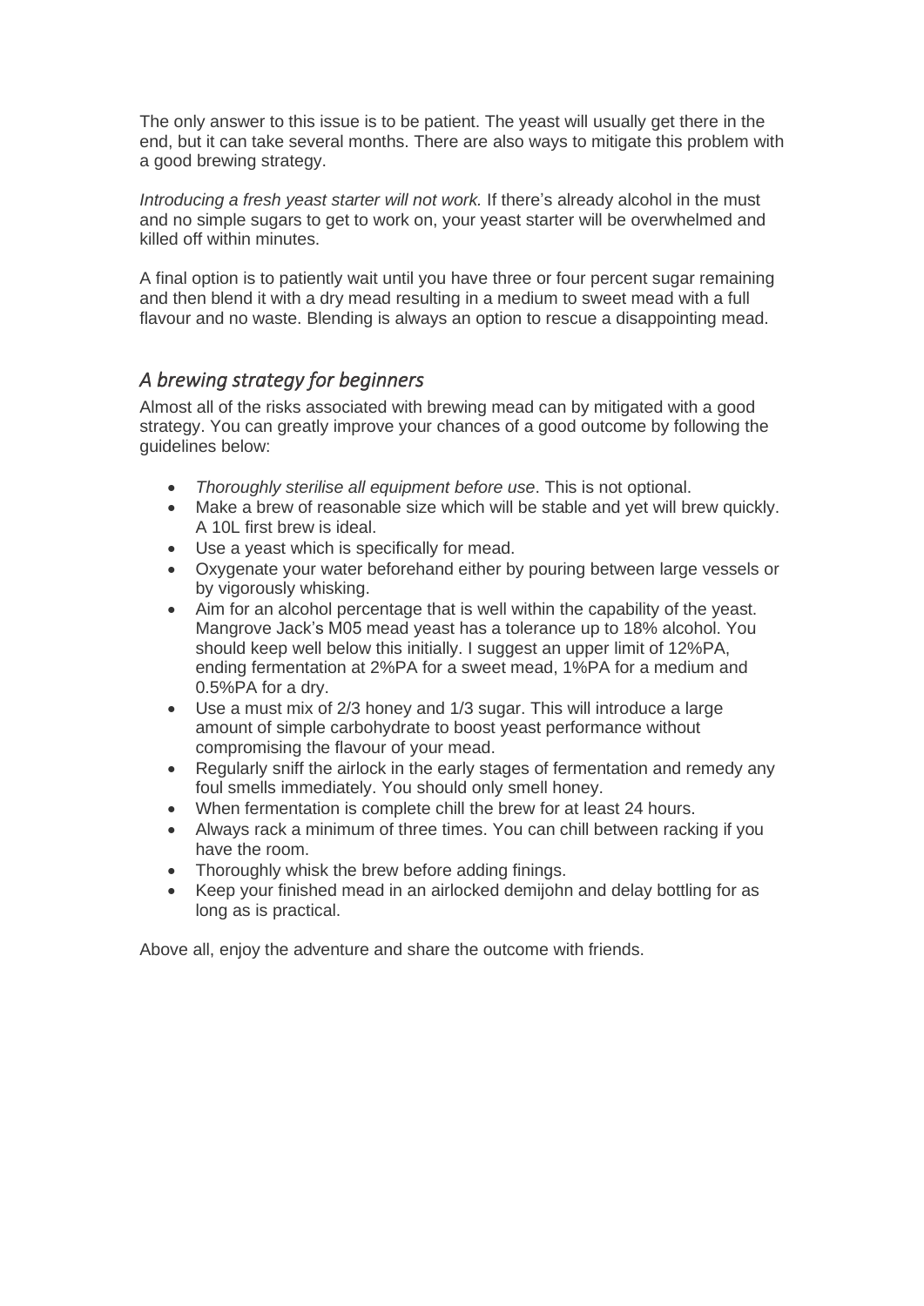The only answer to this issue is to be patient. The yeast will usually get there in the end, but it can take several months. There are also ways to mitigate this problem with a good brewing strategy.

*Introducing a fresh yeast starter will not work.* If there's already alcohol in the must and no simple sugars to get to work on, your yeast starter will be overwhelmed and killed off within minutes.

A final option is to patiently wait until you have three or four percent sugar remaining and then blend it with a dry mead resulting in a medium to sweet mead with a full flavour and no waste. Blending is always an option to rescue a disappointing mead.

## *A brewing strategy for beginners*

Almost all of the risks associated with brewing mead can by mitigated with a good strategy. You can greatly improve your chances of a good outcome by following the guidelines below:

- *Thoroughly sterilise all equipment before use*. This is not optional.
- Make a brew of reasonable size which will be stable and yet will brew quickly. A 10L first brew is ideal.
- Use a yeast which is specifically for mead.
- Oxygenate your water beforehand either by pouring between large vessels or by vigorously whisking.
- Aim for an alcohol percentage that is well within the capability of the yeast. Mangrove Jack's M05 mead yeast has a tolerance up to 18% alcohol. You should keep well below this initially. I suggest an upper limit of 12%PA, ending fermentation at 2%PA for a sweet mead, 1%PA for a medium and 0.5%PA for a dry.
- Use a must mix of 2/3 honey and 1/3 sugar. This will introduce a large amount of simple carbohydrate to boost yeast performance without compromising the flavour of your mead.
- Regularly sniff the airlock in the early stages of fermentation and remedy any foul smells immediately. You should only smell honey.
- When fermentation is complete chill the brew for at least 24 hours.
- Always rack a minimum of three times. You can chill between racking if you have the room.
- Thoroughly whisk the brew before adding finings.
- Keep your finished mead in an airlocked demijohn and delay bottling for as long as is practical.

Above all, enjoy the adventure and share the outcome with friends.